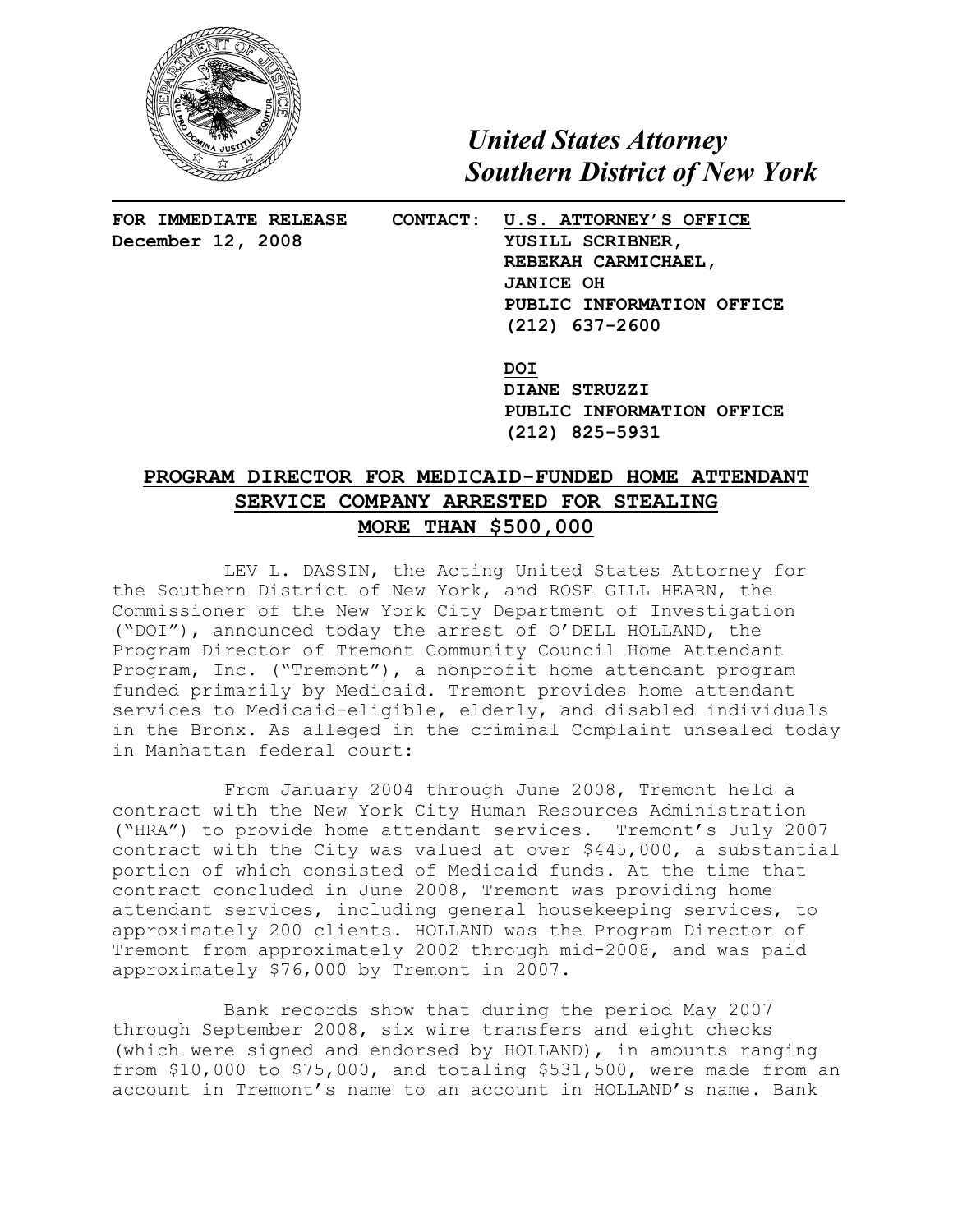*United States Attorney*
*Southern District of New York*

**FOR IMMEDIATE RELEASE**
**December 12, 2008**

**CONTACT:** **U.S. ATTORNEY'S OFFICE**
**YUSILL SCRIBNER,**
**REBEKAH CARMICHAEL,**
**JANICE OH**
**PUBLIC INFORMATION OFFICE**
**(212) 637-2600**

**DOI**
**DIANE STRUZZI**
**PUBLIC INFORMATION OFFICE**
**(212) 825-5931**

# PROGRAM DIRECTOR FOR MEDICAID-FUNDED HOME ATTENDANT SERVICE COMPANY ARRESTED FOR STEALING MORE THAN $500,000

LEV L. DASSIN, the Acting United States Attorney for the Southern District of New York, and ROSE GILL HEARN, the Commissioner of the New York City Department of Investigation ("DOI"), announced today the arrest of O'DELL HOLLAND, the Program Director of Tremont Community Council Home Attendant Program, Inc. ("Tremont"), a nonprofit home attendant program funded primarily by Medicaid. Tremont provides home attendant services to Medicaid-eligible, elderly, and disabled individuals in the Bronx. As alleged in the criminal Complaint unsealed today in Manhattan federal court:

From January 2004 through June 2008, Tremont held a contract with the New York City Human Resources Administration ("HRA") to provide home attendant services. Tremont's July 2007 contract with the City was valued at over $445,000, a substantial portion of which consisted of Medicaid funds. At the time that contract concluded in June 2008, Tremont was providing home attendant services, including general housekeeping services, to approximately 200 clients. HOLLAND was the Program Director of Tremont from approximately 2002 through mid-2008, and was paid approximately $76,000 by Tremont in 2007.

Bank records show that during the period May 2007 through September 2008, six wire transfers and eight checks (which were signed and endorsed by HOLLAND), in amounts ranging from $10,000 to $75,000, and totaling $531,500, were made from an account in Tremont's name to an account in HOLLAND's name. Bank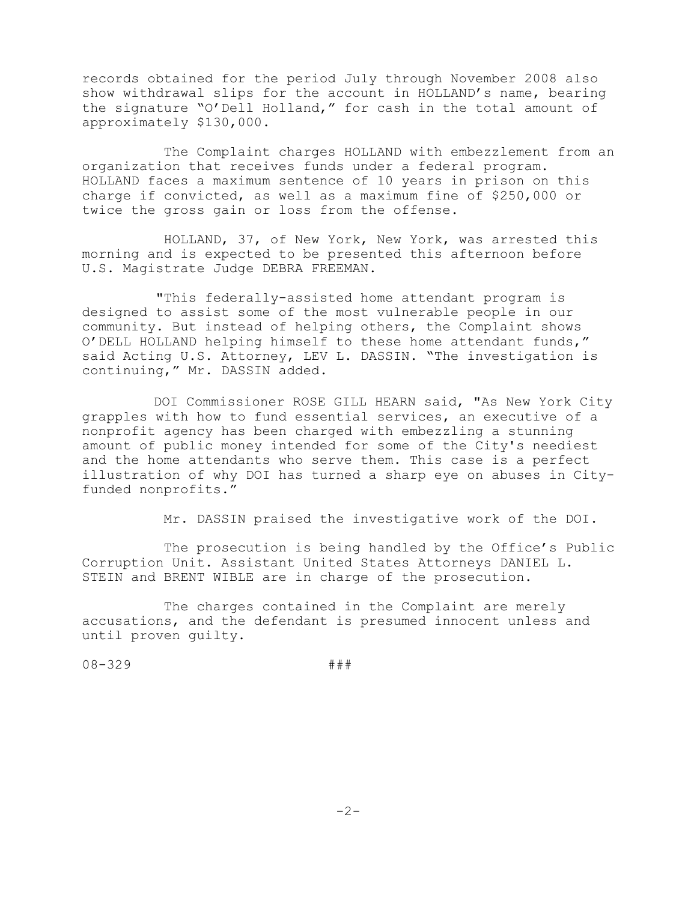records obtained for the period July through November 2008 also show withdrawal slips for the account in HOLLAND's name, bearing the signature "O'Dell Holland," for cash in the total amount of approximately $130,000.

The Complaint charges HOLLAND with embezzlement from an organization that receives funds under a federal program. HOLLAND faces a maximum sentence of 10 years in prison on this charge if convicted, as well as a maximum fine of $250,000 or twice the gross gain or loss from the offense.

HOLLAND, 37, of New York, New York, was arrested this morning and is expected to be presented this afternoon before U.S. Magistrate Judge DEBRA FREEMAN.

"This federally-assisted home attendant program is designed to assist some of the most vulnerable people in our community. But instead of helping others, the Complaint shows O'DELL HOLLAND helping himself to these home attendant funds," said Acting U.S. Attorney, LEV L. DASSIN. "The investigation is continuing," Mr. DASSIN added.

DOI Commissioner ROSE GILL HEARN said, "As New York City grapples with how to fund essential services, an executive of a nonprofit agency has been charged with embezzling a stunning amount of public money intended for some of the City's neediest and the home attendants who serve them. This case is a perfect illustration of why DOI has turned a sharp eye on abuses in City-funded nonprofits."

Mr. DASSIN praised the investigative work of the DOI.

The prosecution is being handled by the Office's Public Corruption Unit. Assistant United States Attorneys DANIEL L. STEIN and BRENT WIBLE are in charge of the prosecution.

The charges contained in the Complaint are merely accusations, and the defendant is presumed innocent unless and until proven guilty.

08-329 ###